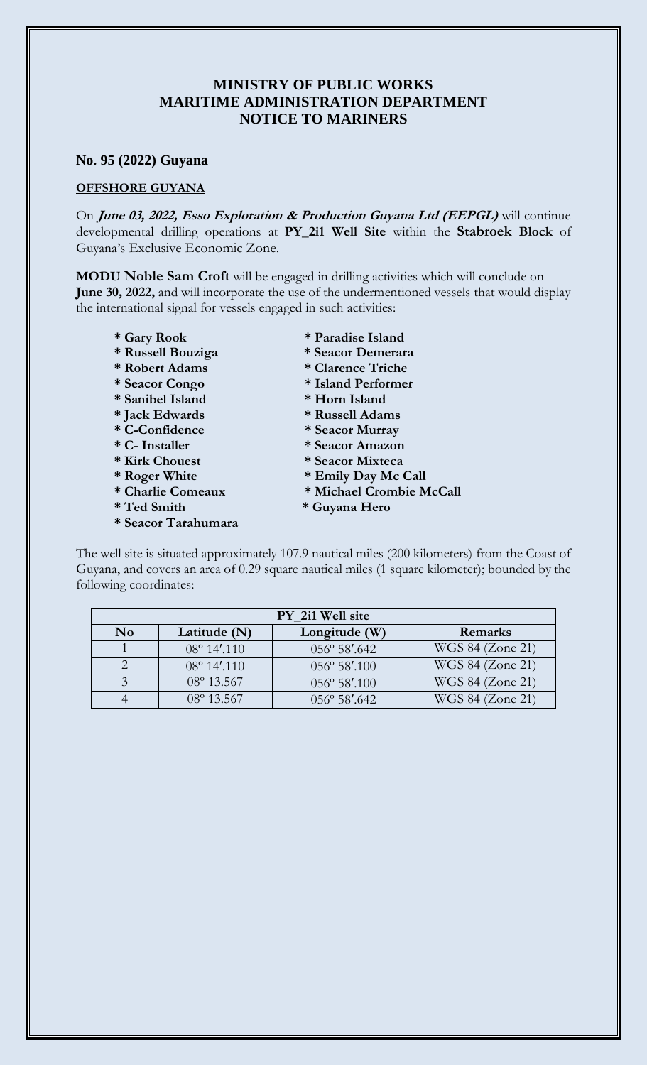# MINISTRY OF PUBLIC WORKS
# MARITIME ADMINISTRATION DEPARTMENT
# NOTICE TO MARINERS

**No. 95 (2022) Guyana**

**OFFSHORE GUYANA**

On ***June 03, 2022, Esso Exploration & Production Guyana Ltd (EEPGL)*** will continue developmental drilling operations at **PY_2i1 Well Site** within the **Stabroek Block** of Guyana's Exclusive Economic Zone.

**MODU Noble Sam Croft** will be engaged in drilling activities which will conclude on **June 30, 2022,** and will incorporate the use of the undermentioned vessels that would display the international signal for vessels engaged in such activities:

- **Gary Rook**
- **Russell Bouziga**
- **Robert Adams**
- **Seacor Congo**
- **Sanibel Island**
- **Jack Edwards**
- **C-Confidence**
- **C- Installer**
- **Kirk Chouest**
- **Roger White**
- **Charlie Comeaux**
- **Ted Smith**
- **Seacor Tarahumara**
- **Paradise Island**
- **Seacor Demerara**
- **Clarence Triche**
- **Island Performer**
- **Horn Island**
- **Russell Adams**
- **Seacor Murray**
- **Seacor Amazon**
- **Seacor Mixteca**
- **Emily Day Mc Call**
- **Michael Crombie McCall**
- **Guyana Hero**

The well site is situated approximately 107.9 nautical miles (200 kilometers) from the Coast of Guyana, and covers an area of 0.29 square nautical miles (1 square kilometer); bounded by the following coordinates:

| PY_2i1 Well site | | | |
|---|---|---|---|
| **No** | **Latitude (N)** | **Longitude (W)** | **Remarks** |
| 1 | 08° 14′.110 | 056° 58′.642 | WGS 84 (Zone 21) |
| 2 | 08° 14′.110 | 056° 58′.100 | WGS 84 (Zone 21) |
| 3 | 08° 13.567 | 056° 58′.100 | WGS 84 (Zone 21) |
| 4 | 08° 13.567 | 056° 58′.642 | WGS 84 (Zone 21) |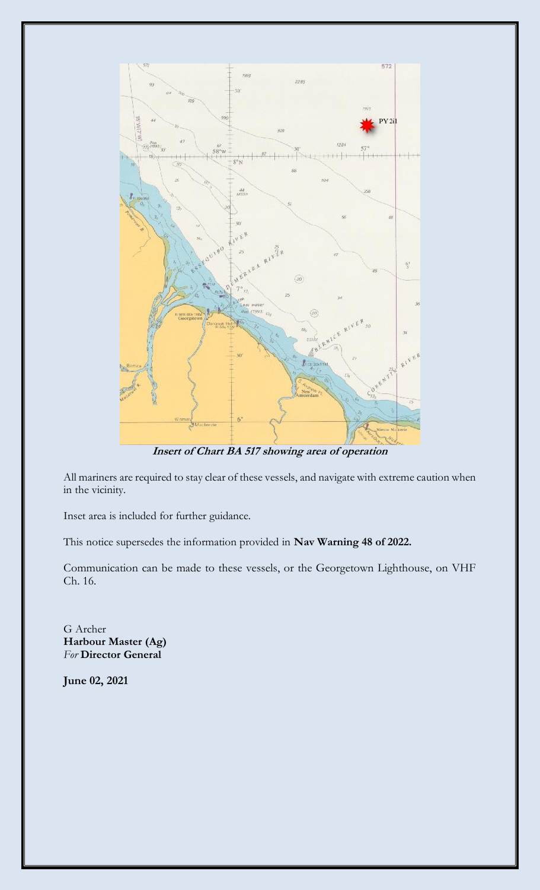**Insert of Chart BA 517 showing area of operation**

All mariners are required to stay clear of these vessels, and navigate with extreme caution when in the vicinity.

Inset area is included for further guidance.

This notice supersedes the information provided in **Nav Warning 48 of 2022.**

Communication can be made to these vessels, or the Georgetown Lighthouse, on VHF Ch. 16.

G Archer
**Harbour Master (Ag)**
*For* **Director General**

**June 02, 2021**